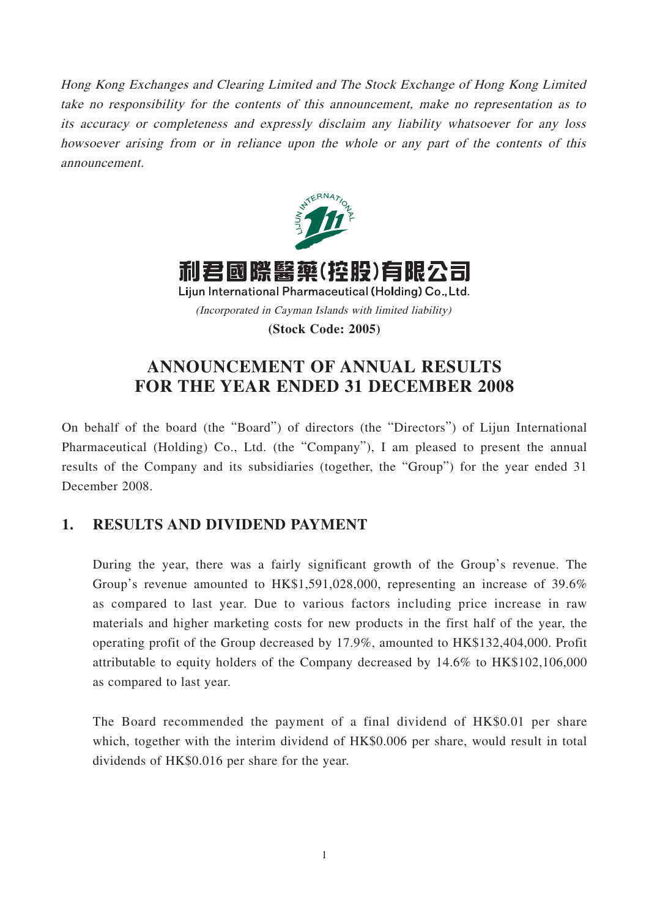*Hong Kong Exchanges and Clearing Limited and The Stock Exchange of Hong Kong Limited take no responsibility for the contents of this announcement, make no representation as to its accuracy or completeness and expressly disclaim any liability whatsoever for any loss howsoever arising from or in reliance upon the whole or any part of the contents of this announcement.*

**利君國際醫藥(控股)有限公司**

**Lijun International Pharmaceutical (Holding) Co., Ltd.**

*(Incorporated in Cayman Islands with limited liability)*

**(Stock Code: 2005)**

# ANNOUNCEMENT OF ANNUAL RESULTS FOR THE YEAR ENDED 31 DECEMBER 2008

On behalf of the board (the "Board") of directors (the "Directors") of Lijun International Pharmaceutical (Holding) Co., Ltd. (the "Company"), I am pleased to present the annual results of the Company and its subsidiaries (together, the "Group") for the year ended 31 December 2008.

## 1. RESULTS AND DIVIDEND PAYMENT

During the year, there was a fairly significant growth of the Group's revenue. The Group's revenue amounted to HK$1,591,028,000, representing an increase of 39.6% as compared to last year. Due to various factors including price increase in raw materials and higher marketing costs for new products in the first half of the year, the operating profit of the Group decreased by 17.9%, amounted to HK$132,404,000. Profit attributable to equity holders of the Company decreased by 14.6% to HK$102,106,000 as compared to last year.

The Board recommended the payment of a final dividend of HK$0.01 per share which, together with the interim dividend of HK$0.006 per share, would result in total dividends of HK$0.016 per share for the year.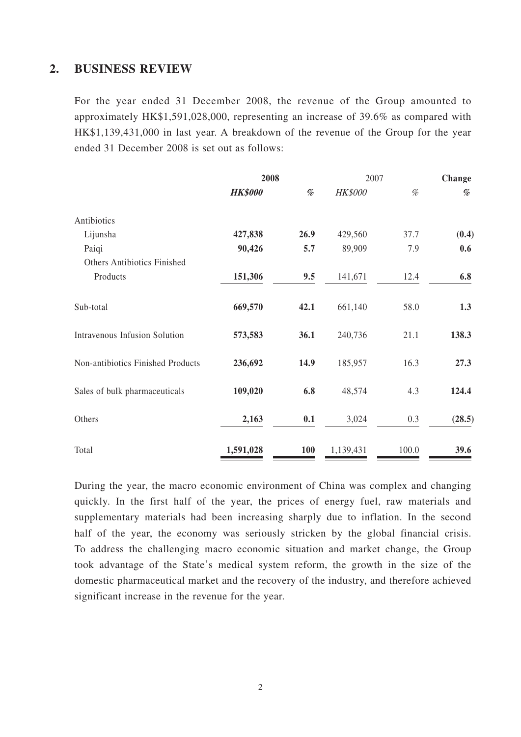## 2. BUSINESS REVIEW

For the year ended 31 December 2008, the revenue of the Group amounted to approximately HK$1,591,028,000, representing an increase of 39.6% as compared with HK$1,139,431,000 in last year. A breakdown of the revenue of the Group for the year ended 31 December 2008 is set out as follows:

| | **2008** | | 2007 | | **Change** |
|---|---|---|---|---|---|
| | ***HK$000*** | *%* | *HK$000* | *%* | *%* |
| Antibiotics | | | | | |
| Lijunsha | **427,838** | **26.9** | 429,560 | 37.7 | **(0.4)** |
| Paiqi | **90,426** | **5.7** | 89,909 | 7.9 | **0.6** |
| Others Antibiotics Finished Products | **151,306** | **9.5** | 141,671 | 12.4 | **6.8** |
| Sub-total | **669,570** | **42.1** | 661,140 | 58.0 | **1.3** |
| Intravenous Infusion Solution | **573,583** | **36.1** | 240,736 | 21.1 | **138.3** |
| Non-antibiotics Finished Products | **236,692** | **14.9** | 185,957 | 16.3 | **27.3** |
| Sales of bulk pharmaceuticals | **109,020** | **6.8** | 48,574 | 4.3 | **124.4** |
| Others | **2,163** | **0.1** | 3,024 | 0.3 | **(28.5)** |
| Total | **1,591,028** | **100** | 1,139,431 | 100.0 | **39.6** |

During the year, the macro economic environment of China was complex and changing quickly. In the first half of the year, the prices of energy fuel, raw materials and supplementary materials had been increasing sharply due to inflation. In the second half of the year, the economy was seriously stricken by the global financial crisis. To address the challenging macro economic situation and market change, the Group took advantage of the State's medical system reform, the growth in the size of the domestic pharmaceutical market and the recovery of the industry, and therefore achieved significant increase in the revenue for the year.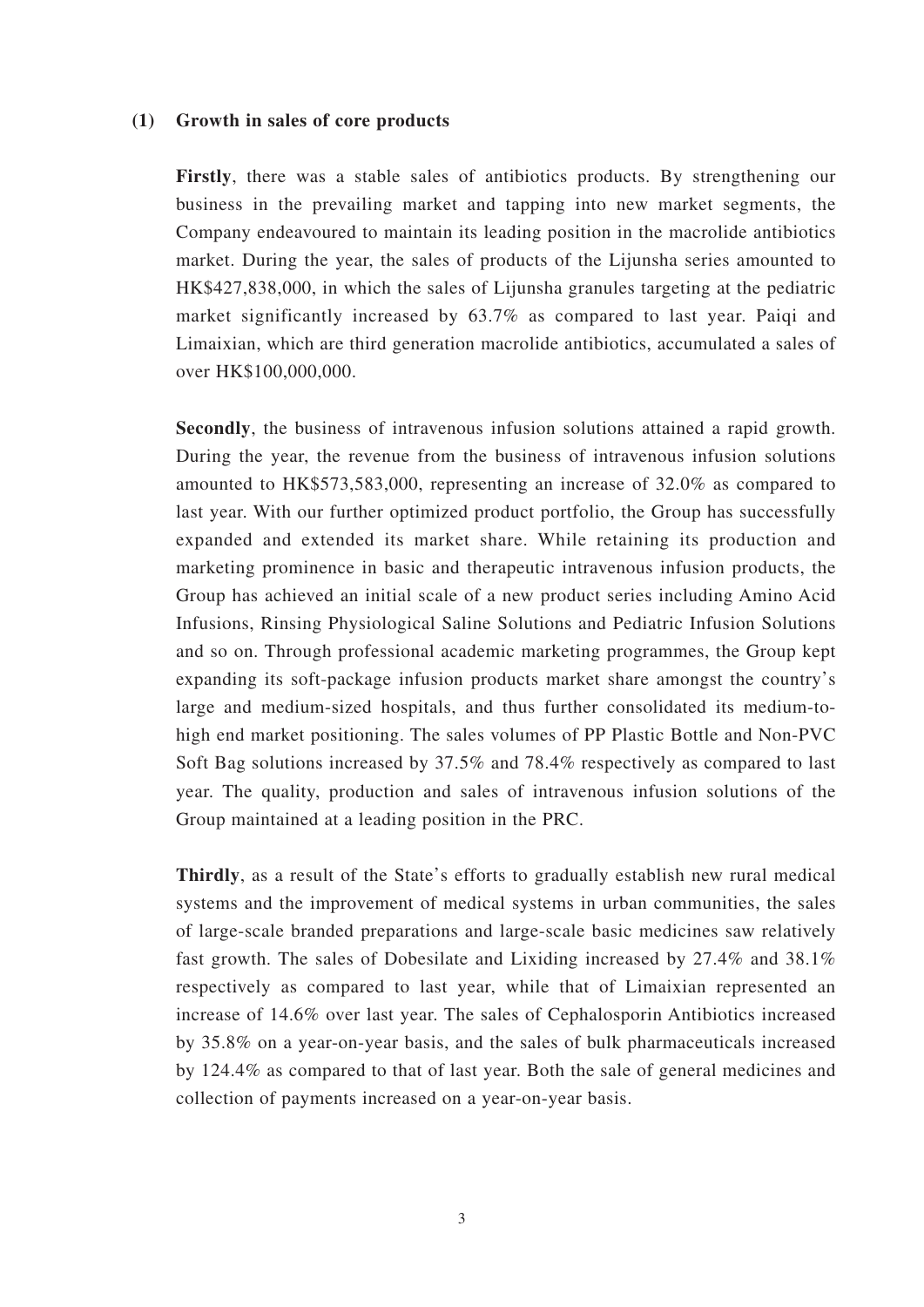### (1) Growth in sales of core products

**Firstly**, there was a stable sales of antibiotics products. By strengthening our business in the prevailing market and tapping into new market segments, the Company endeavoured to maintain its leading position in the macrolide antibiotics market. During the year, the sales of products of the Lijunsha series amounted to HK$427,838,000, in which the sales of Lijunsha granules targeting at the pediatric market significantly increased by 63.7% as compared to last year. Paiqi and Limaixian, which are third generation macrolide antibiotics, accumulated a sales of over HK$100,000,000.

**Secondly**, the business of intravenous infusion solutions attained a rapid growth. During the year, the revenue from the business of intravenous infusion solutions amounted to HK$573,583,000, representing an increase of 32.0% as compared to last year. With our further optimized product portfolio, the Group has successfully expanded and extended its market share. While retaining its production and marketing prominence in basic and therapeutic intravenous infusion products, the Group has achieved an initial scale of a new product series including Amino Acid Infusions, Rinsing Physiological Saline Solutions and Pediatric Infusion Solutions and so on. Through professional academic marketing programmes, the Group kept expanding its soft-package infusion products market share amongst the country's large and medium-sized hospitals, and thus further consolidated its medium-to-high end market positioning. The sales volumes of PP Plastic Bottle and Non-PVC Soft Bag solutions increased by 37.5% and 78.4% respectively as compared to last year. The quality, production and sales of intravenous infusion solutions of the Group maintained at a leading position in the PRC.

**Thirdly**, as a result of the State's efforts to gradually establish new rural medical systems and the improvement of medical systems in urban communities, the sales of large-scale branded preparations and large-scale basic medicines saw relatively fast growth. The sales of Dobesilate and Lixiding increased by 27.4% and 38.1% respectively as compared to last year, while that of Limaixian represented an increase of 14.6% over last year. The sales of Cephalosporin Antibiotics increased by 35.8% on a year-on-year basis, and the sales of bulk pharmaceuticals increased by 124.4% as compared to that of last year. Both the sale of general medicines and collection of payments increased on a year-on-year basis.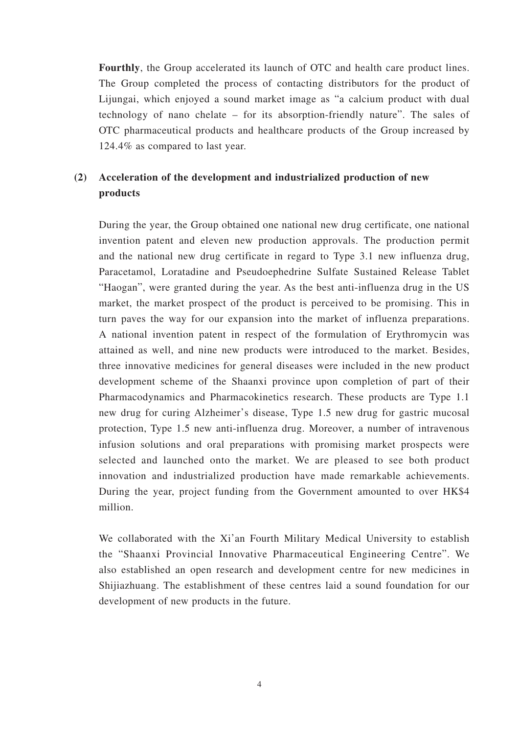**Fourthly**, the Group accelerated its launch of OTC and health care product lines. The Group completed the process of contacting distributors for the product of Lijungai, which enjoyed a sound market image as "a calcium product with dual technology of nano chelate – for its absorption-friendly nature". The sales of OTC pharmaceutical products and healthcare products of the Group increased by 124.4% as compared to last year.

**(2) Acceleration of the development and industrialized production of new products**

During the year, the Group obtained one national new drug certificate, one national invention patent and eleven new production approvals. The production permit and the national new drug certificate in regard to Type 3.1 new influenza drug, Paracetamol, Loratadine and Pseudoephedrine Sulfate Sustained Release Tablet "Haogan", were granted during the year. As the best anti-influenza drug in the US market, the market prospect of the product is perceived to be promising. This in turn paves the way for our expansion into the market of influenza preparations. A national invention patent in respect of the formulation of Erythromycin was attained as well, and nine new products were introduced to the market. Besides, three innovative medicines for general diseases were included in the new product development scheme of the Shaanxi province upon completion of part of their Pharmacodynamics and Pharmacokinetics research. These products are Type 1.1 new drug for curing Alzheimer's disease, Type 1.5 new drug for gastric mucosal protection, Type 1.5 new anti-influenza drug. Moreover, a number of intravenous infusion solutions and oral preparations with promising market prospects were selected and launched onto the market. We are pleased to see both product innovation and industrialized production have made remarkable achievements. During the year, project funding from the Government amounted to over HK$4 million.

We collaborated with the Xi'an Fourth Military Medical University to establish the "Shaanxi Provincial Innovative Pharmaceutical Engineering Centre". We also established an open research and development centre for new medicines in Shijiazhuang. The establishment of these centres laid a sound foundation for our development of new products in the future.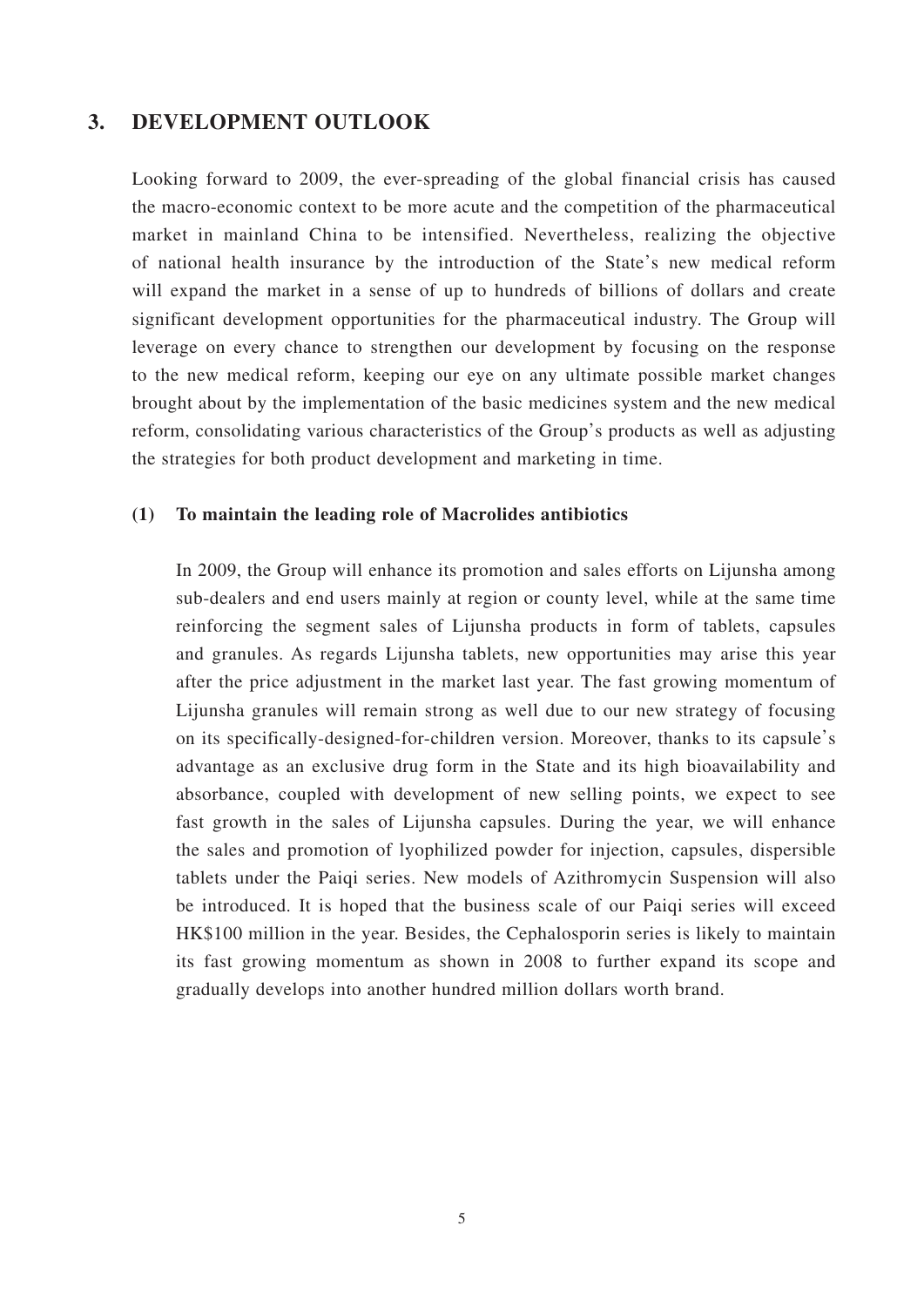## 3. DEVELOPMENT OUTLOOK

Looking forward to 2009, the ever-spreading of the global financial crisis has caused the macro-economic context to be more acute and the competition of the pharmaceutical market in mainland China to be intensified. Nevertheless, realizing the objective of national health insurance by the introduction of the State's new medical reform will expand the market in a sense of up to hundreds of billions of dollars and create significant development opportunities for the pharmaceutical industry. The Group will leverage on every chance to strengthen our development by focusing on the response to the new medical reform, keeping our eye on any ultimate possible market changes brought about by the implementation of the basic medicines system and the new medical reform, consolidating various characteristics of the Group's products as well as adjusting the strategies for both product development and marketing in time.

### (1) To maintain the leading role of Macrolides antibiotics

In 2009, the Group will enhance its promotion and sales efforts on Lijunsha among sub-dealers and end users mainly at region or county level, while at the same time reinforcing the segment sales of Lijunsha products in form of tablets, capsules and granules. As regards Lijunsha tablets, new opportunities may arise this year after the price adjustment in the market last year. The fast growing momentum of Lijunsha granules will remain strong as well due to our new strategy of focusing on its specifically-designed-for-children version. Moreover, thanks to its capsule's advantage as an exclusive drug form in the State and its high bioavailability and absorbance, coupled with development of new selling points, we expect to see fast growth in the sales of Lijunsha capsules. During the year, we will enhance the sales and promotion of lyophilized powder for injection, capsules, dispersible tablets under the Paiqi series. New models of Azithromycin Suspension will also be introduced. It is hoped that the business scale of our Paiqi series will exceed HK$100 million in the year. Besides, the Cephalosporin series is likely to maintain its fast growing momentum as shown in 2008 to further expand its scope and gradually develops into another hundred million dollars worth brand.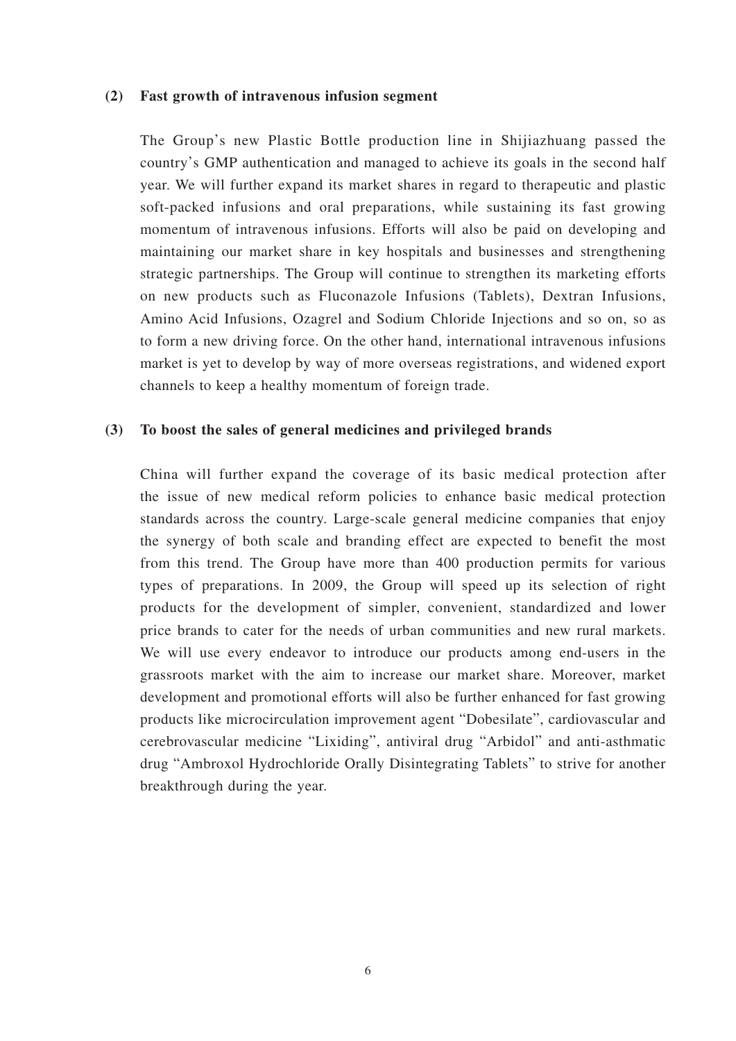**(2) Fast growth of intravenous infusion segment**

The Group's new Plastic Bottle production line in Shijiazhuang passed the country's GMP authentication and managed to achieve its goals in the second half year. We will further expand its market shares in regard to therapeutic and plastic soft-packed infusions and oral preparations, while sustaining its fast growing momentum of intravenous infusions. Efforts will also be paid on developing and maintaining our market share in key hospitals and businesses and strengthening strategic partnerships. The Group will continue to strengthen its marketing efforts on new products such as Fluconazole Infusions (Tablets), Dextran Infusions, Amino Acid Infusions, Ozagrel and Sodium Chloride Injections and so on, so as to form a new driving force. On the other hand, international intravenous infusions market is yet to develop by way of more overseas registrations, and widened export channels to keep a healthy momentum of foreign trade.

**(3) To boost the sales of general medicines and privileged brands**

China will further expand the coverage of its basic medical protection after the issue of new medical reform policies to enhance basic medical protection standards across the country. Large-scale general medicine companies that enjoy the synergy of both scale and branding effect are expected to benefit the most from this trend. The Group have more than 400 production permits for various types of preparations. In 2009, the Group will speed up its selection of right products for the development of simpler, convenient, standardized and lower price brands to cater for the needs of urban communities and new rural markets. We will use every endeavor to introduce our products among end-users in the grassroots market with the aim to increase our market share. Moreover, market development and promotional efforts will also be further enhanced for fast growing products like microcirculation improvement agent "Dobesilate", cardiovascular and cerebrovascular medicine "Lixiding", antiviral drug "Arbidol" and anti-asthmatic drug "Ambroxol Hydrochloride Orally Disintegrating Tablets" to strive for another breakthrough during the year.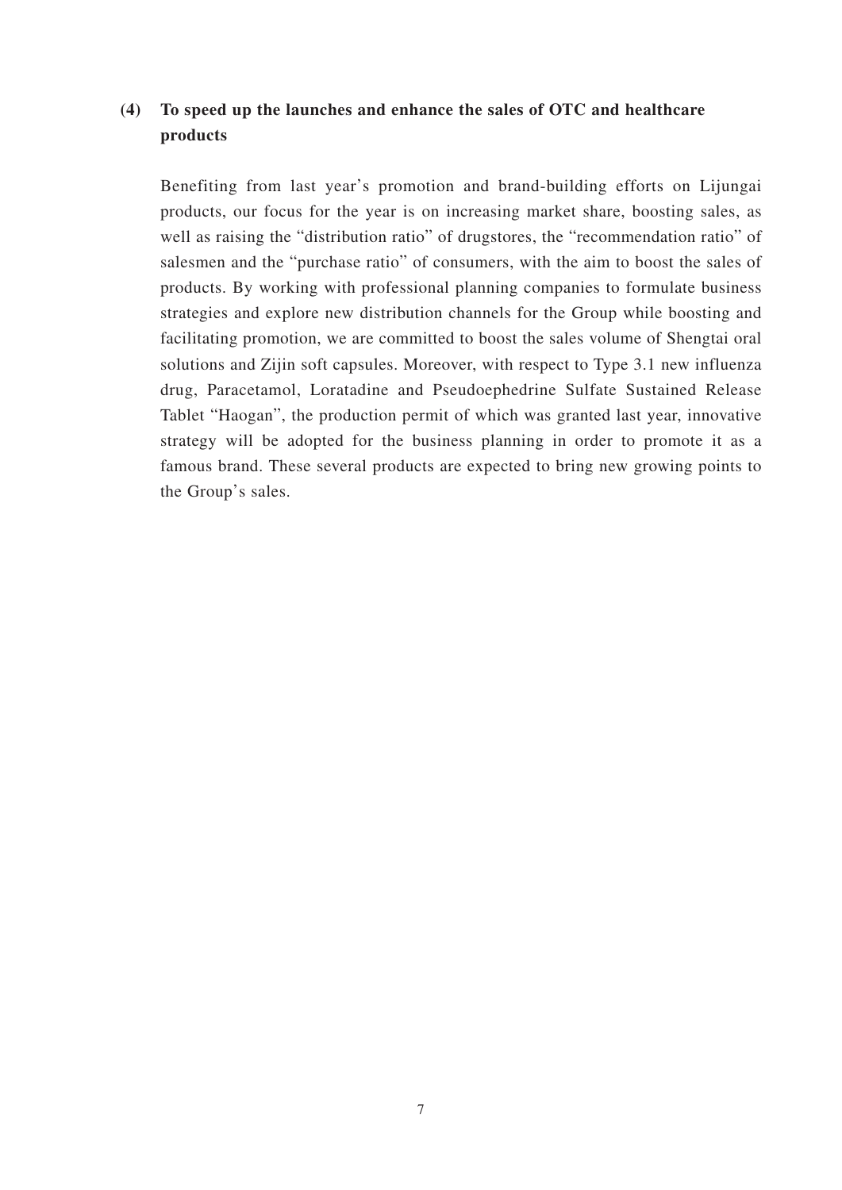**(4) To speed up the launches and enhance the sales of OTC and healthcare products**

Benefiting from last year's promotion and brand-building efforts on Lijungai products, our focus for the year is on increasing market share, boosting sales, as well as raising the "distribution ratio" of drugstores, the "recommendation ratio" of salesmen and the "purchase ratio" of consumers, with the aim to boost the sales of products. By working with professional planning companies to formulate business strategies and explore new distribution channels for the Group while boosting and facilitating promotion, we are committed to boost the sales volume of Shengtai oral solutions and Zijin soft capsules. Moreover, with respect to Type 3.1 new influenza drug, Paracetamol, Loratadine and Pseudoephedrine Sulfate Sustained Release Tablet "Haogan", the production permit of which was granted last year, innovative strategy will be adopted for the business planning in order to promote it as a famous brand. These several products are expected to bring new growing points to the Group's sales.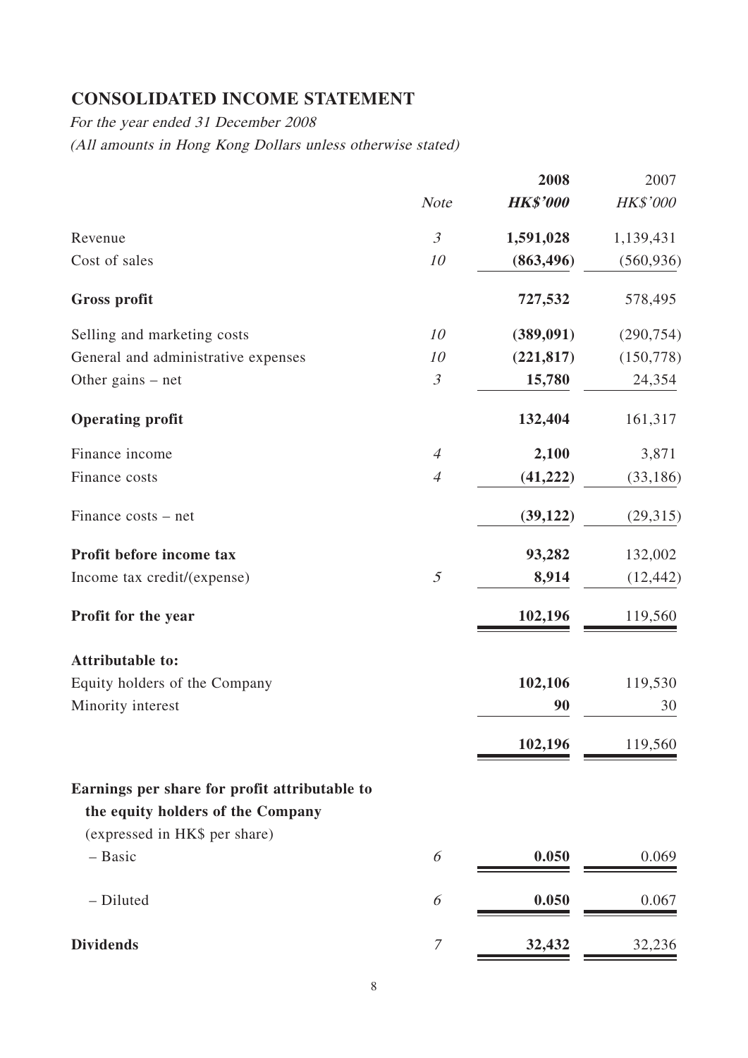# CONSOLIDATED INCOME STATEMENT

*For the year ended 31 December 2008*

*(All amounts in Hong Kong Dollars unless otherwise stated)*

| | *Note* | **2008** | 2007 |
|---|---|---|---|
| | | ***HK$'000*** | *HK$'000* |
| Revenue | *3* | **1,591,028** | 1,139,431 |
| Cost of sales | *10* | **(863,496)** | (560,936) |
| **Gross profit** | | **727,532** | 578,495 |
| Selling and marketing costs | *10* | **(389,091)** | (290,754) |
| General and administrative expenses | *10* | **(221,817)** | (150,778) |
| Other gains – net | *3* | **15,780** | 24,354 |
| **Operating profit** | | **132,404** | 161,317 |
| Finance income | *4* | **2,100** | 3,871 |
| Finance costs | *4* | **(41,222)** | (33,186) |
| Finance costs – net | | **(39,122)** | (29,315) |
| **Profit before income tax** | | **93,282** | 132,002 |
| Income tax credit/(expense) | *5* | **8,914** | (12,442) |
| **Profit for the year** | | **102,196** | 119,560 |
| **Attributable to:** | | | |
| Equity holders of the Company | | **102,106** | 119,530 |
| Minority interest | | **90** | 30 |
| | | **102,196** | 119,560 |
| **Earnings per share for profit attributable to the equity holders of the Company** | | | |
| (expressed in HK$ per share) | | | |
| – Basic | *6* | **0.050** | 0.069 |
| – Diluted | *6* | **0.050** | 0.067 |
| **Dividends** | *7* | **32,432** | 32,236 |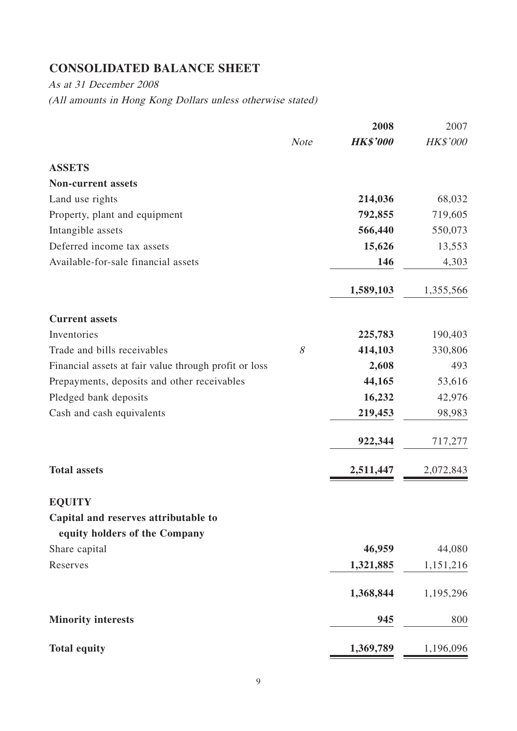# CONSOLIDATED BALANCE SHEET

*As at 31 December 2008*

*(All amounts in Hong Kong Dollars unless otherwise stated)*

| | Note | 2008 | 2007 |
|---|---|---|---|
| | | ***HK$'000*** | *HK$'000* |
| **ASSETS** | | | |
| **Non-current assets** | | | |
| Land use rights | | **214,036** | 68,032 |
| Property, plant and equipment | | **792,855** | 719,605 |
| Intangible assets | | **566,440** | 550,073 |
| Deferred income tax assets | | **15,626** | 13,553 |
| Available-for-sale financial assets | | **146** | 4,303 |
| | | **1,589,103** | 1,355,566 |
| **Current assets** | | | |
| Inventories | | **225,783** | 190,403 |
| Trade and bills receivables | *8* | **414,103** | 330,806 |
| Financial assets at fair value through profit or loss | | **2,608** | 493 |
| Prepayments, deposits and other receivables | | **44,165** | 53,616 |
| Pledged bank deposits | | **16,232** | 42,976 |
| Cash and cash equivalents | | **219,453** | 98,983 |
| | | **922,344** | 717,277 |
| **Total assets** | | **2,511,447** | 2,072,843 |
| **EQUITY** | | | |
| **Capital and reserves attributable to equity holders of the Company** | | | |
| Share capital | | **46,959** | 44,080 |
| Reserves | | **1,321,885** | 1,151,216 |
| | | **1,368,844** | 1,195,296 |
| **Minority interests** | | **945** | 800 |
| **Total equity** | | **1,369,789** | 1,196,096 |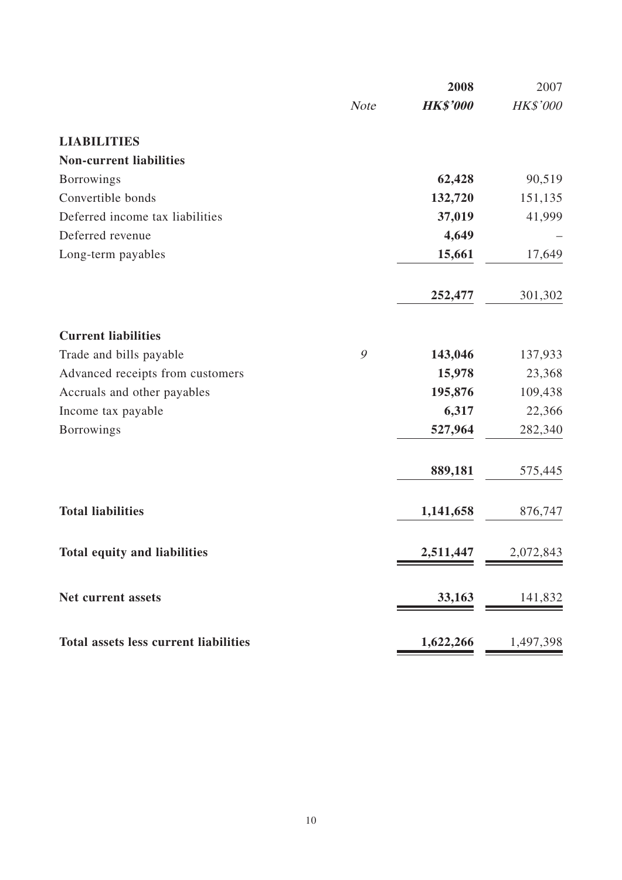| | Note | 2008 | 2007 |
|---|---|---|---|
| | | ***HK$'000*** | *HK$'000* |
| **LIABILITIES** | | | |
| **Non-current liabilities** | | | |
| Borrowings | | **62,428** | 90,519 |
| Convertible bonds | | **132,720** | 151,135 |
| Deferred income tax liabilities | | **37,019** | 41,999 |
| Deferred revenue | | **4,649** | – |
| Long-term payables | | **15,661** | 17,649 |
| | | **252,477** | 301,302 |
| **Current liabilities** | | | |
| Trade and bills payable | *9* | **143,046** | 137,933 |
| Advanced receipts from customers | | **15,978** | 23,368 |
| Accruals and other payables | | **195,876** | 109,438 |
| Income tax payable | | **6,317** | 22,366 |
| Borrowings | | **527,964** | 282,340 |
| | | **889,181** | 575,445 |
| **Total liabilities** | | **1,141,658** | 876,747 |
| **Total equity and liabilities** | | **2,511,447** | 2,072,843 |
| **Net current assets** | | **33,163** | 141,832 |
| **Total assets less current liabilities** | | **1,622,266** | 1,497,398 |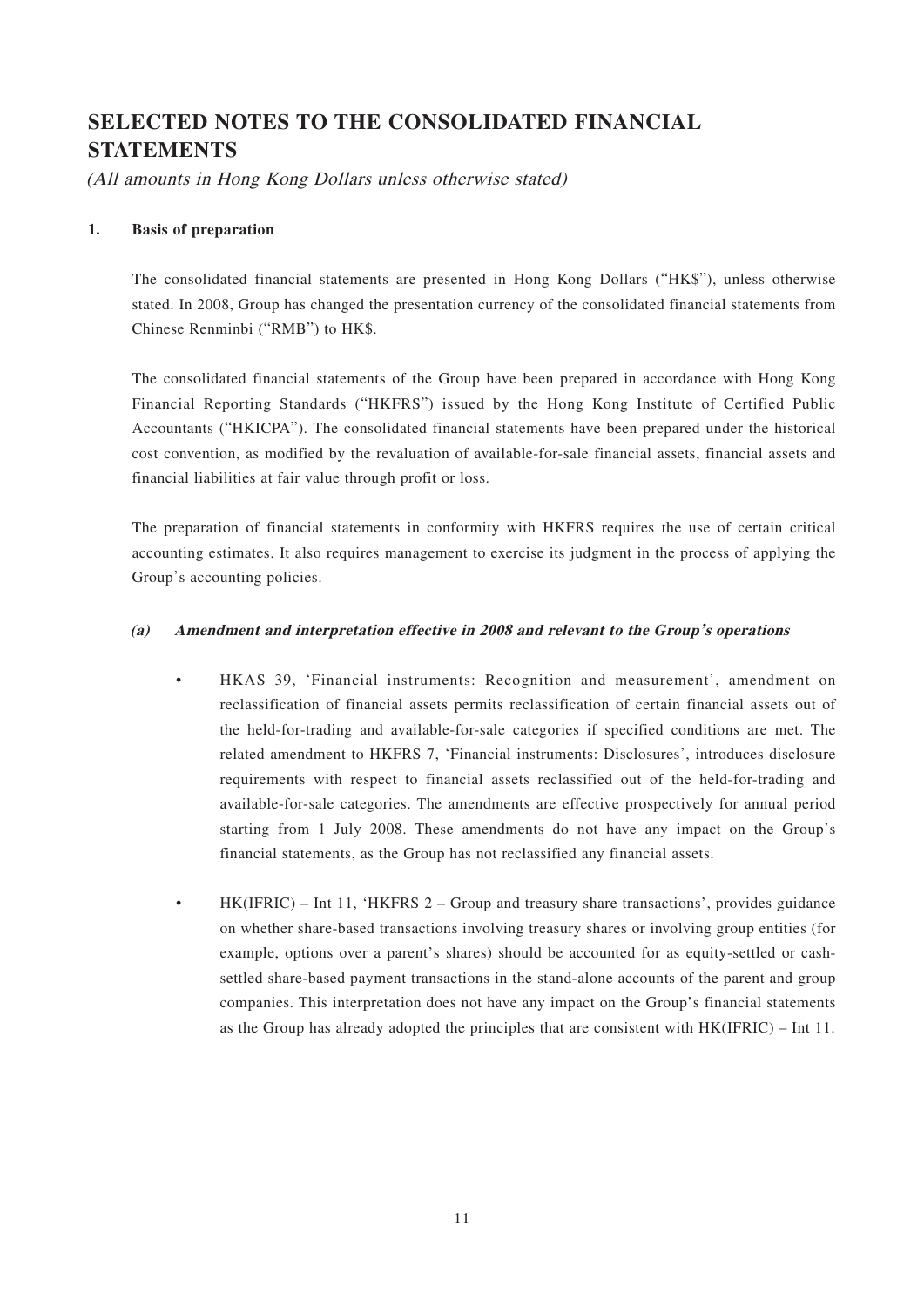# SELECTED NOTES TO THE CONSOLIDATED FINANCIAL STATEMENTS

*(All amounts in Hong Kong Dollars unless otherwise stated)*

## 1. Basis of preparation

The consolidated financial statements are presented in Hong Kong Dollars ("HK$"), unless otherwise stated. In 2008, Group has changed the presentation currency of the consolidated financial statements from Chinese Renminbi ("RMB") to HK$.

The consolidated financial statements of the Group have been prepared in accordance with Hong Kong Financial Reporting Standards ("HKFRS") issued by the Hong Kong Institute of Certified Public Accountants ("HKICPA"). The consolidated financial statements have been prepared under the historical cost convention, as modified by the revaluation of available-for-sale financial assets, financial assets and financial liabilities at fair value through profit or loss.

The preparation of financial statements in conformity with HKFRS requires the use of certain critical accounting estimates. It also requires management to exercise its judgment in the process of applying the Group's accounting policies.

### (a) *Amendment and interpretation effective in 2008 and relevant to the Group's operations*

- HKAS 39, 'Financial instruments: Recognition and measurement', amendment on reclassification of financial assets permits reclassification of certain financial assets out of the held-for-trading and available-for-sale categories if specified conditions are met. The related amendment to HKFRS 7, 'Financial instruments: Disclosures', introduces disclosure requirements with respect to financial assets reclassified out of the held-for-trading and available-for-sale categories. The amendments are effective prospectively for annual period starting from 1 July 2008. These amendments do not have any impact on the Group's financial statements, as the Group has not reclassified any financial assets.

- HK(IFRIC) – Int 11, 'HKFRS 2 – Group and treasury share transactions', provides guidance on whether share-based transactions involving treasury shares or involving group entities (for example, options over a parent's shares) should be accounted for as equity-settled or cash-settled share-based payment transactions in the stand-alone accounts of the parent and group companies. This interpretation does not have any impact on the Group's financial statements as the Group has already adopted the principles that are consistent with HK(IFRIC) – Int 11.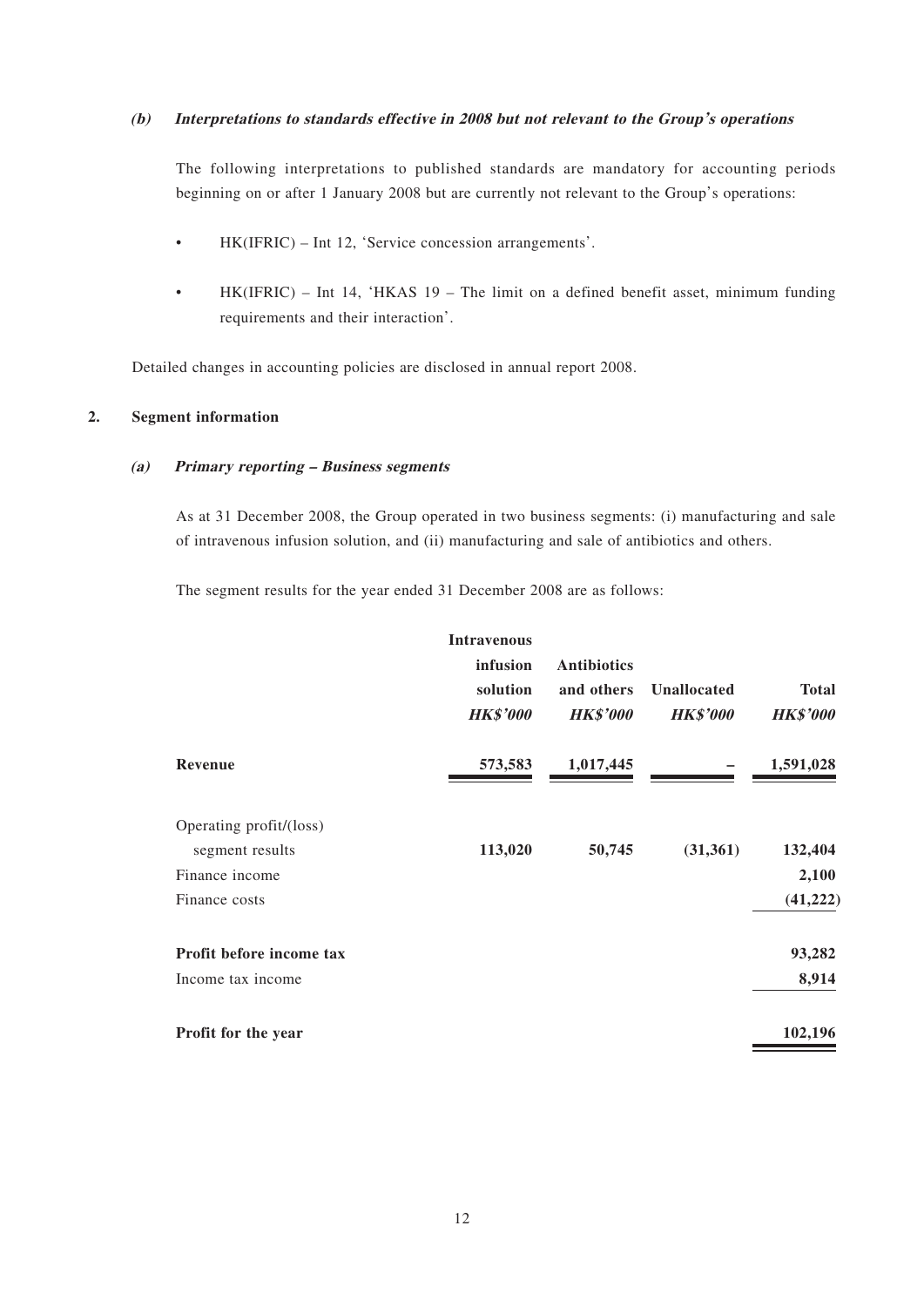**(b) *Interpretations to standards effective in 2008 but not relevant to the Group's operations***

The following interpretations to published standards are mandatory for accounting periods beginning on or after 1 January 2008 but are currently not relevant to the Group's operations:

- HK(IFRIC) – Int 12, 'Service concession arrangements'.
- HK(IFRIC) – Int 14, 'HKAS 19 – The limit on a defined benefit asset, minimum funding requirements and their interaction'.

Detailed changes in accounting policies are disclosed in annual report 2008.

## 2. Segment information

**(a) *Primary reporting – Business segments***

As at 31 December 2008, the Group operated in two business segments: (i) manufacturing and sale of intravenous infusion solution, and (ii) manufacturing and sale of antibiotics and others.

The segment results for the year ended 31 December 2008 are as follows:

| | Intravenous infusion solution *HK$'000* | Antibiotics and others *HK$'000* | Unallocated *HK$'000* | Total *HK$'000* |
|---|---|---|---|---|
| **Revenue** | 573,583 | 1,017,445 | – | 1,591,028 |
| Operating profit/(loss) segment results | **113,020** | **50,745** | **(31,361)** | **132,404** |
| Finance income | | | | 2,100 |
| Finance costs | | | | (41,222) |
| **Profit before income tax** | | | | 93,282 |
| Income tax income | | | | 8,914 |
| **Profit for the year** | | | | 102,196 |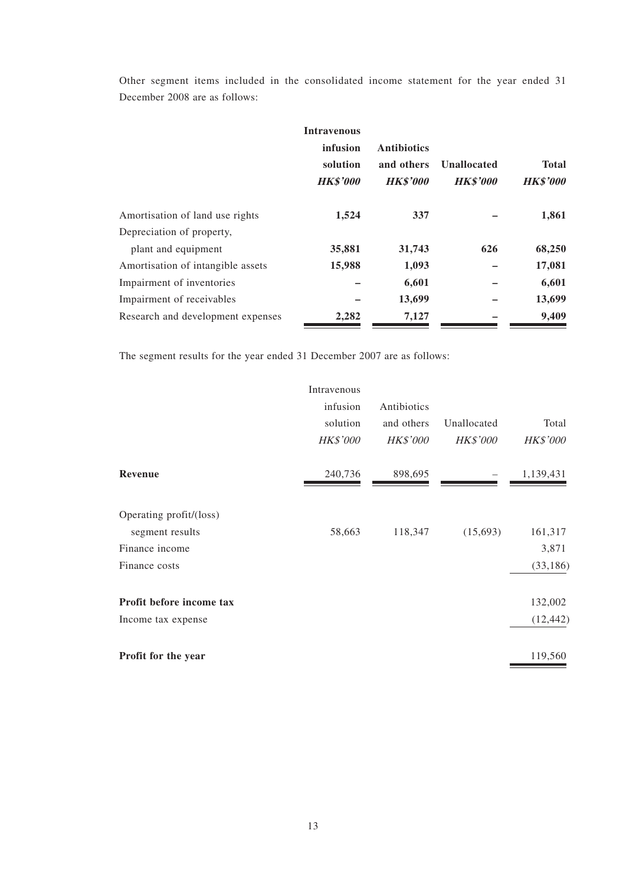Other segment items included in the consolidated income statement for the year ended 31 December 2008 are as follows:

| | **Intravenous infusion solution** | **Antibiotics and others** | **Unallocated** | **Total** |
|---|---|---|---|---|
| | ***HK$'000*** | ***HK$'000*** | ***HK$'000*** | ***HK$'000*** |
| Amortisation of land use rights | **1,524** | **337** | **–** | **1,861** |
| Depreciation of property, plant and equipment | **35,881** | **31,743** | **626** | **68,250** |
| Amortisation of intangible assets | **15,988** | **1,093** | **–** | **17,081** |
| Impairment of inventories | **–** | **6,601** | **–** | **6,601** |
| Impairment of receivables | **–** | **13,699** | **–** | **13,699** |
| Research and development expenses | **2,282** | **7,127** | **–** | **9,409** |

The segment results for the year ended 31 December 2007 are as follows:

| | Intravenous infusion solution | Antibiotics and others | Unallocated | Total |
|---|---|---|---|---|
| | *HK$'000* | *HK$'000* | *HK$'000* | *HK$'000* |
| **Revenue** | 240,736 | 898,695 | – | 1,139,431 |
| Operating profit/(loss) segment results | 58,663 | 118,347 | (15,693) | 161,317 |
| Finance income | | | | 3,871 |
| Finance costs | | | | (33,186) |
| **Profit before income tax** | | | | 132,002 |
| Income tax expense | | | | (12,442) |
| **Profit for the year** | | | | 119,560 |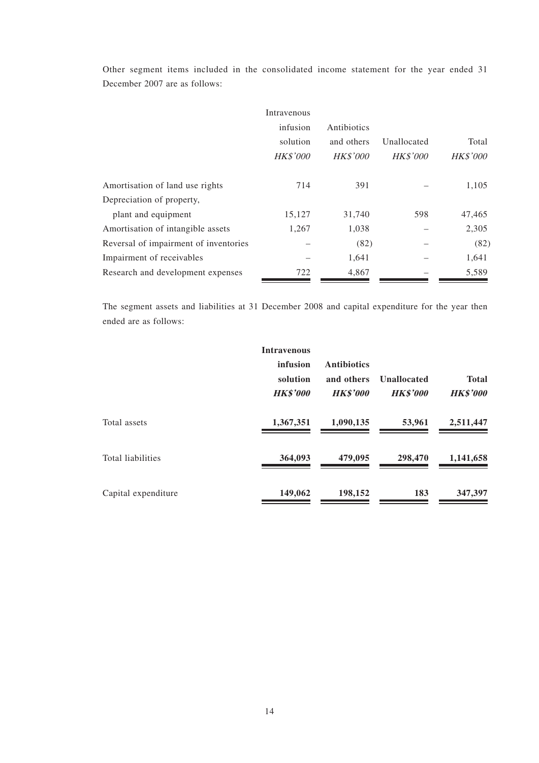Other segment items included in the consolidated income statement for the year ended 31 December 2007 are as follows:

| | Intravenous infusion solution | Antibiotics and others | Unallocated | Total |
|---|---|---|---|---|
| | *HK$'000* | *HK$'000* | *HK$'000* | *HK$'000* |
| Amortisation of land use rights | 714 | 391 | – | 1,105 |
| Depreciation of property, plant and equipment | 15,127 | 31,740 | 598 | 47,465 |
| Amortisation of intangible assets | 1,267 | 1,038 | – | 2,305 |
| Reversal of impairment of inventories | – | (82) | – | (82) |
| Impairment of receivables | – | 1,641 | – | 1,641 |
| Research and development expenses | 722 | 4,867 | – | 5,589 |

The segment assets and liabilities at 31 December 2008 and capital expenditure for the year then ended are as follows:

| | **Intravenous infusion solution** | **Antibiotics and others** | **Unallocated** | **Total** |
|---|---|---|---|---|
| | ***HK$'000*** | ***HK$'000*** | ***HK$'000*** | ***HK$'000*** |
| Total assets | **1,367,351** | **1,090,135** | **53,961** | **2,511,447** |
| Total liabilities | **364,093** | **479,095** | **298,470** | **1,141,658** |
| Capital expenditure | **149,062** | **198,152** | **183** | **347,397** |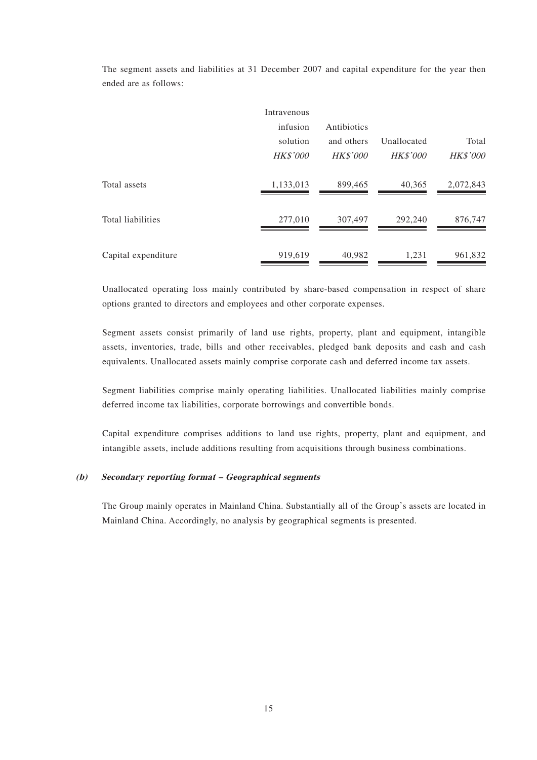The segment assets and liabilities at 31 December 2007 and capital expenditure for the year then ended are as follows:

| | Intravenous infusion solution | Antibiotics and others | Unallocated | Total |
|---|---|---|---|---|
| | *HK$'000* | *HK$'000* | *HK$'000* | *HK$'000* |
| Total assets | 1,133,013 | 899,465 | 40,365 | 2,072,843 |
| Total liabilities | 277,010 | 307,497 | 292,240 | 876,747 |
| Capital expenditure | 919,619 | 40,982 | 1,231 | 961,832 |

Unallocated operating loss mainly contributed by share-based compensation in respect of share options granted to directors and employees and other corporate expenses.

Segment assets consist primarily of land use rights, property, plant and equipment, intangible assets, inventories, trade, bills and other receivables, pledged bank deposits and cash and cash equivalents. Unallocated assets mainly comprise corporate cash and deferred income tax assets.

Segment liabilities comprise mainly operating liabilities. Unallocated liabilities mainly comprise deferred income tax liabilities, corporate borrowings and convertible bonds.

Capital expenditure comprises additions to land use rights, property, plant and equipment, and intangible assets, include additions resulting from acquisitions through business combinations.

**(b) *Secondary reporting format – Geographical segments***

The Group mainly operates in Mainland China. Substantially all of the Group's assets are located in Mainland China. Accordingly, no analysis by geographical segments is presented.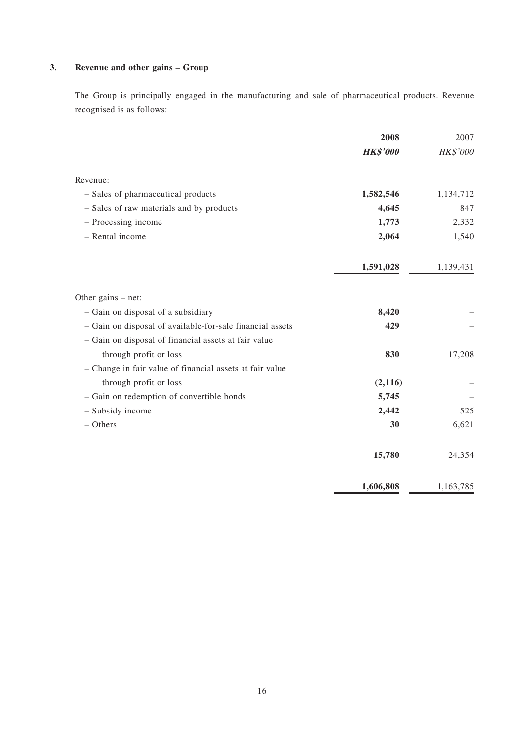### 3. Revenue and other gains – Group

The Group is principally engaged in the manufacturing and sale of pharmaceutical products. Revenue recognised is as follows:

| | **2008** | 2007 |
|---|---|---|
| | ***HK$'000*** | *HK$'000* |
| Revenue: | | |
| – Sales of pharmaceutical products | **1,582,546** | 1,134,712 |
| – Sales of raw materials and by products | **4,645** | 847 |
| – Processing income | **1,773** | 2,332 |
| – Rental income | **2,064** | 1,540 |
| | **1,591,028** | 1,139,431 |
| Other gains – net: | | |
| – Gain on disposal of a subsidiary | **8,420** | – |
| – Gain on disposal of available-for-sale financial assets | **429** | – |
| – Gain on disposal of financial assets at fair value through profit or loss | **830** | 17,208 |
| – Change in fair value of financial assets at fair value through profit or loss | **(2,116)** | – |
| – Gain on redemption of convertible bonds | **5,745** | – |
| – Subsidy income | **2,442** | 525 |
| – Others | **30** | 6,621 |
| | **15,780** | 24,354 |
| | **1,606,808** | 1,163,785 |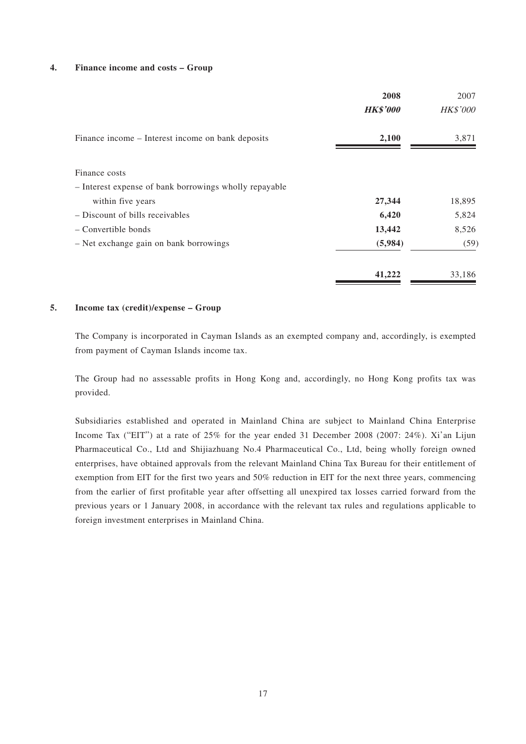### 4. Finance income and costs – Group

| | **2008** | 2007 |
|---|---|---|
| | ***HK$'000*** | *HK$'000* |
| Finance income – Interest income on bank deposits | **2,100** | 3,871 |
| | | |
| Finance costs | | |
| – Interest expense of bank borrowings wholly repayable within five years | **27,344** | 18,895 |
| – Discount of bills receivables | **6,420** | 5,824 |
| – Convertible bonds | **13,442** | 8,526 |
| – Net exchange gain on bank borrowings | **(5,984)** | (59) |
| | **41,222** | 33,186 |

### 5. Income tax (credit)/expense – Group

The Company is incorporated in Cayman Islands as an exempted company and, accordingly, is exempted from payment of Cayman Islands income tax.

The Group had no assessable profits in Hong Kong and, accordingly, no Hong Kong profits tax was provided.

Subsidiaries established and operated in Mainland China are subject to Mainland China Enterprise Income Tax ("EIT") at a rate of 25% for the year ended 31 December 2008 (2007: 24%). Xi'an Lijun Pharmaceutical Co., Ltd and Shijiazhuang No.4 Pharmaceutical Co., Ltd, being wholly foreign owned enterprises, have obtained approvals from the relevant Mainland China Tax Bureau for their entitlement of exemption from EIT for the first two years and 50% reduction in EIT for the next three years, commencing from the earlier of first profitable year after offsetting all unexpired tax losses carried forward from the previous years or 1 January 2008, in accordance with the relevant tax rules and regulations applicable to foreign investment enterprises in Mainland China.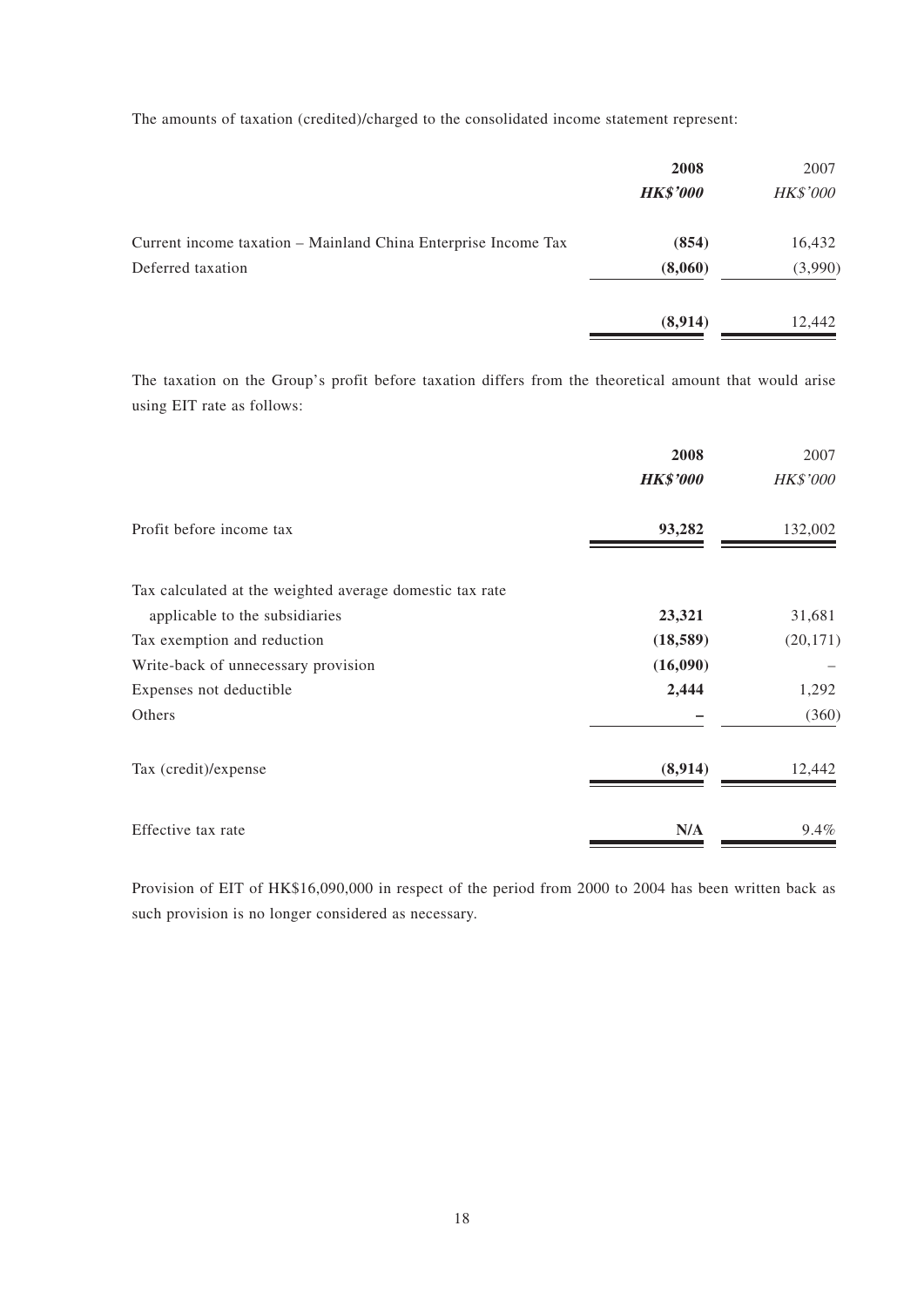The amounts of taxation (credited)/charged to the consolidated income statement represent:

| | 2008 | 2007 |
|---|---|---|
| | ***HK$'000*** | *HK$'000* |
| Current income taxation – Mainland China Enterprise Income Tax | **(854)** | 16,432 |
| Deferred taxation | **(8,060)** | (3,990) |
| | **(8,914)** | 12,442 |

The taxation on the Group's profit before taxation differs from the theoretical amount that would arise using EIT rate as follows:

| | 2008 | 2007 |
|---|---|---|
| | ***HK$'000*** | *HK$'000* |
| Profit before income tax | **93,282** | 132,002 |
| Tax calculated at the weighted average domestic tax rate applicable to the subsidiaries | **23,321** | 31,681 |
| Tax exemption and reduction | **(18,589)** | (20,171) |
| Write-back of unnecessary provision | **(16,090)** | – |
| Expenses not deductible | **2,444** | 1,292 |
| Others | **–** | (360) |
| Tax (credit)/expense | **(8,914)** | 12,442 |
| Effective tax rate | **N/A** | 9.4% |

Provision of EIT of HK$16,090,000 in respect of the period from 2000 to 2004 has been written back as such provision is no longer considered as necessary.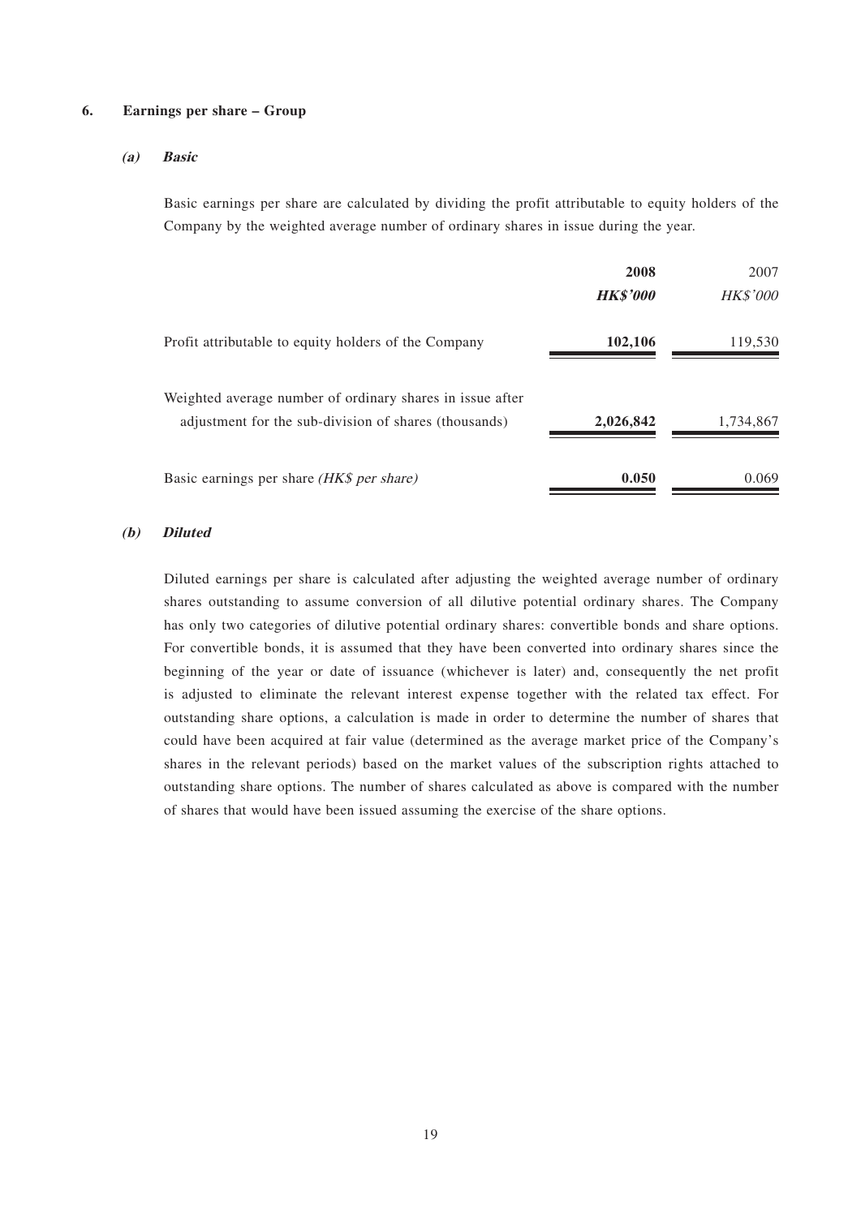## 6. Earnings per share – Group

### *(a) Basic*

Basic earnings per share are calculated by dividing the profit attributable to equity holders of the Company by the weighted average number of ordinary shares in issue during the year.

| | **2008** | 2007 |
|---|---|---|
| | ***HK$'000*** | *HK$'000* |
| Profit attributable to equity holders of the Company | **102,106** | 119,530 |
| Weighted average number of ordinary shares in issue after adjustment for the sub-division of shares (thousands) | **2,026,842** | 1,734,867 |
| Basic earnings per share *(HK$ per share)* | **0.050** | 0.069 |

### *(b) Diluted*

Diluted earnings per share is calculated after adjusting the weighted average number of ordinary shares outstanding to assume conversion of all dilutive potential ordinary shares. The Company has only two categories of dilutive potential ordinary shares: convertible bonds and share options. For convertible bonds, it is assumed that they have been converted into ordinary shares since the beginning of the year or date of issuance (whichever is later) and, consequently the net profit is adjusted to eliminate the relevant interest expense together with the related tax effect. For outstanding share options, a calculation is made in order to determine the number of shares that could have been acquired at fair value (determined as the average market price of the Company's shares in the relevant periods) based on the market values of the subscription rights attached to outstanding share options. The number of shares calculated as above is compared with the number of shares that would have been issued assuming the exercise of the share options.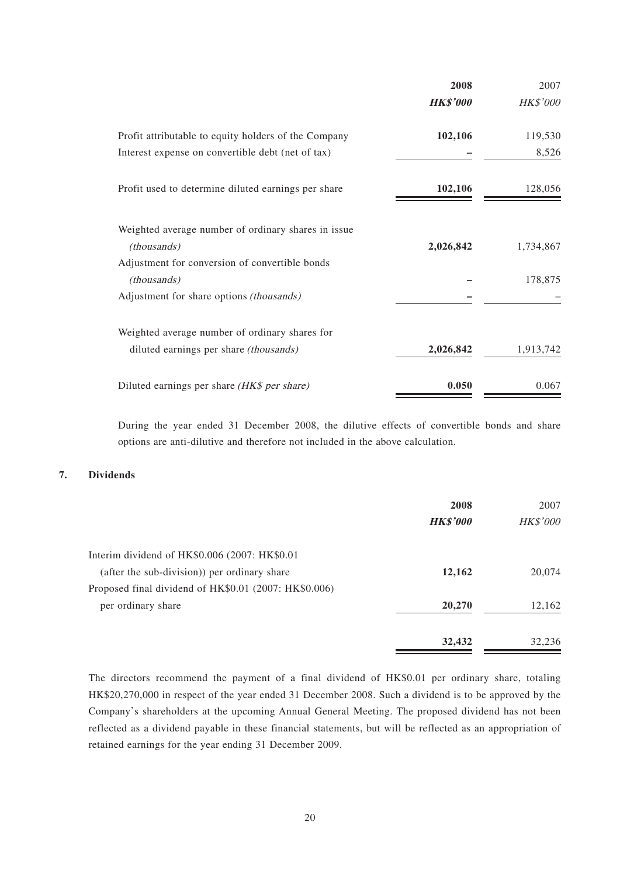| | **2008** | 2007 |
|---|---|---|
| | ***HK$'000*** | *HK$'000* |
| Profit attributable to equity holders of the Company | **102,106** | 119,530 |
| Interest expense on convertible debt (net of tax) | **–** | 8,526 |
| Profit used to determine diluted earnings per share | **102,106** | 128,056 |
| Weighted average number of ordinary shares in issue *(thousands)* | **2,026,842** | 1,734,867 |
| Adjustment for conversion of convertible bonds *(thousands)* | **–** | 178,875 |
| Adjustment for share options *(thousands)* | **–** | – |
| Weighted average number of ordinary shares for diluted earnings per share *(thousands)* | **2,026,842** | 1,913,742 |
| Diluted earnings per share *(HK$ per share)* | **0.050** | 0.067 |

During the year ended 31 December 2008, the dilutive effects of convertible bonds and share options are anti-dilutive and therefore not included in the above calculation.

## 7. Dividends

| | **2008** | 2007 |
|---|---|---|
| | ***HK$'000*** | *HK$'000* |
| Interim dividend of HK$0.006 (2007: HK$0.01 (after the sub-division)) per ordinary share | **12,162** | 20,074 |
| Proposed final dividend of HK$0.01 (2007: HK$0.006) per ordinary share | **20,270** | 12,162 |
| | **32,432** | 32,236 |

The directors recommend the payment of a final dividend of HK$0.01 per ordinary share, totaling HK$20,270,000 in respect of the year ended 31 December 2008. Such a dividend is to be approved by the Company's shareholders at the upcoming Annual General Meeting. The proposed dividend has not been reflected as a dividend payable in these financial statements, but will be reflected as an appropriation of retained earnings for the year ending 31 December 2009.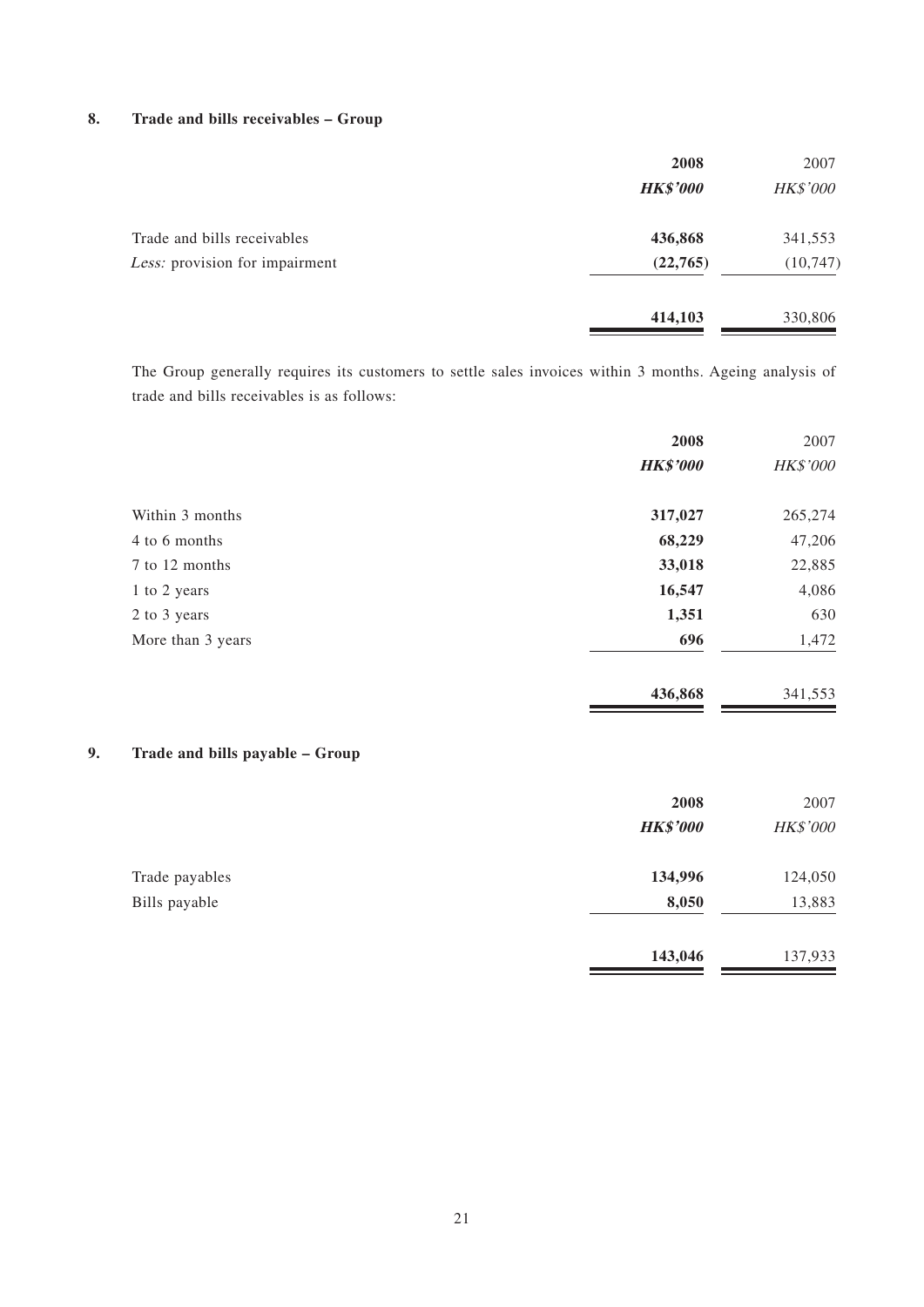## 8. Trade and bills receivables – Group

| | **2008** | 2007 |
|---|---|---|
| | ***HK$'000*** | *HK$'000* |
| Trade and bills receivables | **436,868** | 341,553 |
| *Less:* provision for impairment | **(22,765)** | (10,747) |
| | **414,103** | 330,806 |

The Group generally requires its customers to settle sales invoices within 3 months. Ageing analysis of trade and bills receivables is as follows:

| | **2008** | 2007 |
|---|---|---|
| | ***HK$'000*** | *HK$'000* |
| Within 3 months | **317,027** | 265,274 |
| 4 to 6 months | **68,229** | 47,206 |
| 7 to 12 months | **33,018** | 22,885 |
| 1 to 2 years | **16,547** | 4,086 |
| 2 to 3 years | **1,351** | 630 |
| More than 3 years | **696** | 1,472 |
| | **436,868** | 341,553 |

## 9. Trade and bills payable – Group

| | **2008** | 2007 |
|---|---|---|
| | ***HK$'000*** | *HK$'000* |
| Trade payables | **134,996** | 124,050 |
| Bills payable | **8,050** | 13,883 |
| | **143,046** | 137,933 |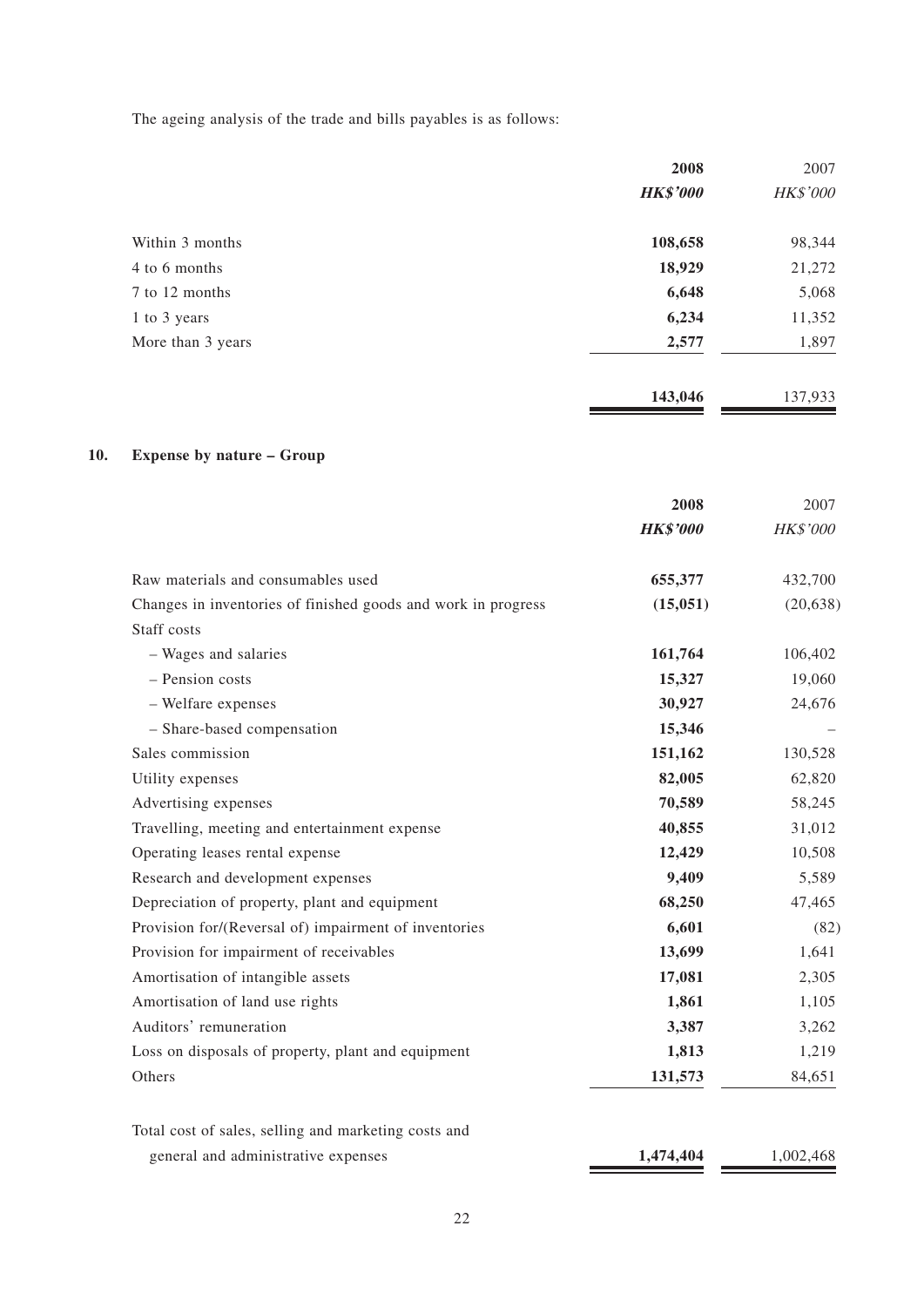The ageing analysis of the trade and bills payables is as follows:

| | **2008** | 2007 |
|---|---|---|
| | ***HK$'000*** | *HK$'000* |
| Within 3 months | **108,658** | 98,344 |
| 4 to 6 months | **18,929** | 21,272 |
| 7 to 12 months | **6,648** | 5,068 |
| 1 to 3 years | **6,234** | 11,352 |
| More than 3 years | **2,577** | 1,897 |
| | **143,046** | 137,933 |

## 10. Expense by nature – Group

| | **2008** | 2007 |
|---|---|---|
| | ***HK$'000*** | *HK$'000* |
| Raw materials and consumables used | **655,377** | 432,700 |
| Changes in inventories of finished goods and work in progress | **(15,051)** | (20,638) |
| Staff costs | | |
| – Wages and salaries | **161,764** | 106,402 |
| – Pension costs | **15,327** | 19,060 |
| – Welfare expenses | **30,927** | 24,676 |
| – Share-based compensation | **15,346** | – |
| Sales commission | **151,162** | 130,528 |
| Utility expenses | **82,005** | 62,820 |
| Advertising expenses | **70,589** | 58,245 |
| Travelling, meeting and entertainment expense | **40,855** | 31,012 |
| Operating leases rental expense | **12,429** | 10,508 |
| Research and development expenses | **9,409** | 5,589 |
| Depreciation of property, plant and equipment | **68,250** | 47,465 |
| Provision for/(Reversal of) impairment of inventories | **6,601** | (82) |
| Provision for impairment of receivables | **13,699** | 1,641 |
| Amortisation of intangible assets | **17,081** | 2,305 |
| Amortisation of land use rights | **1,861** | 1,105 |
| Auditors' remuneration | **3,387** | 3,262 |
| Loss on disposals of property, plant and equipment | **1,813** | 1,219 |
| Others | **131,573** | 84,651 |
| Total cost of sales, selling and marketing costs and general and administrative expenses | **1,474,404** | 1,002,468 |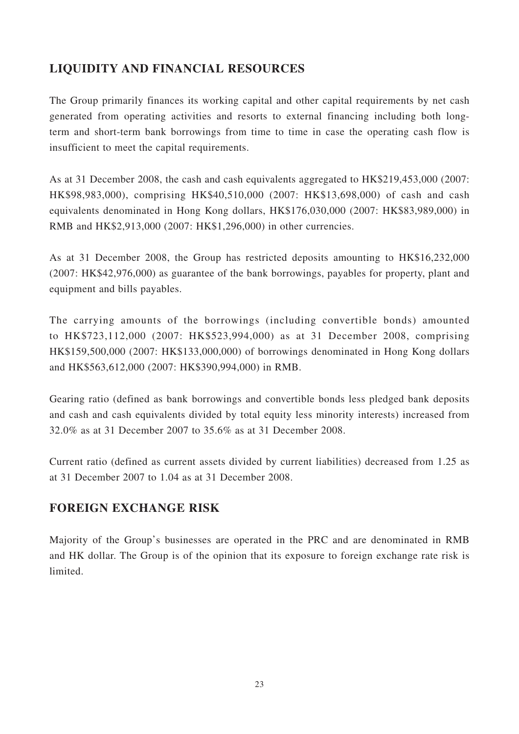## LIQUIDITY AND FINANCIAL RESOURCES

The Group primarily finances its working capital and other capital requirements by net cash generated from operating activities and resorts to external financing including both long-term and short-term bank borrowings from time to time in case the operating cash flow is insufficient to meet the capital requirements.

As at 31 December 2008, the cash and cash equivalents aggregated to HK$219,453,000 (2007: HK$98,983,000), comprising HK$40,510,000 (2007: HK$13,698,000) of cash and cash equivalents denominated in Hong Kong dollars, HK$176,030,000 (2007: HK$83,989,000) in RMB and HK$2,913,000 (2007: HK$1,296,000) in other currencies.

As at 31 December 2008, the Group has restricted deposits amounting to HK$16,232,000 (2007: HK$42,976,000) as guarantee of the bank borrowings, payables for property, plant and equipment and bills payables.

The carrying amounts of the borrowings (including convertible bonds) amounted to HK$723,112,000 (2007: HK$523,994,000) as at 31 December 2008, comprising HK$159,500,000 (2007: HK$133,000,000) of borrowings denominated in Hong Kong dollars and HK$563,612,000 (2007: HK$390,994,000) in RMB.

Gearing ratio (defined as bank borrowings and convertible bonds less pledged bank deposits and cash and cash equivalents divided by total equity less minority interests) increased from 32.0% as at 31 December 2007 to 35.6% as at 31 December 2008.

Current ratio (defined as current assets divided by current liabilities) decreased from 1.25 as at 31 December 2007 to 1.04 as at 31 December 2008.

## FOREIGN EXCHANGE RISK

Majority of the Group's businesses are operated in the PRC and are denominated in RMB and HK dollar. The Group is of the opinion that its exposure to foreign exchange rate risk is limited.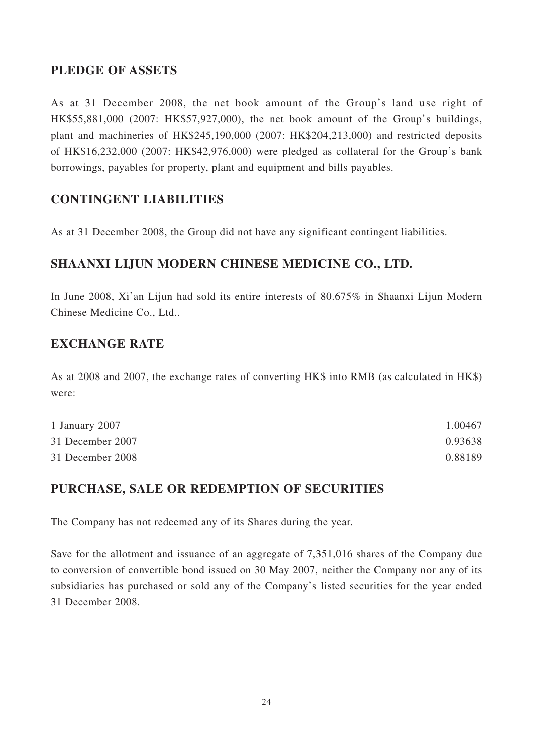## PLEDGE OF ASSETS

As at 31 December 2008, the net book amount of the Group's land use right of HK$55,881,000 (2007: HK$57,927,000), the net book amount of the Group's buildings, plant and machineries of HK$245,190,000 (2007: HK$204,213,000) and restricted deposits of HK$16,232,000 (2007: HK$42,976,000) were pledged as collateral for the Group's bank borrowings, payables for property, plant and equipment and bills payables.

## CONTINGENT LIABILITIES

As at 31 December 2008, the Group did not have any significant contingent liabilities.

## SHAANXI LIJUN MODERN CHINESE MEDICINE CO., LTD.

In June 2008, Xi'an Lijun had sold its entire interests of 80.675% in Shaanxi Lijun Modern Chinese Medicine Co., Ltd..

## EXCHANGE RATE

As at 2008 and 2007, the exchange rates of converting HK$ into RMB (as calculated in HK$) were:

| | |
|---|---|
| 1 January 2007 | 1.00467 |
| 31 December 2007 | 0.93638 |
| 31 December 2008 | 0.88189 |

## PURCHASE, SALE OR REDEMPTION OF SECURITIES

The Company has not redeemed any of its Shares during the year.

Save for the allotment and issuance of an aggregate of 7,351,016 shares of the Company due to conversion of convertible bond issued on 30 May 2007, neither the Company nor any of its subsidiaries has purchased or sold any of the Company's listed securities for the year ended 31 December 2008.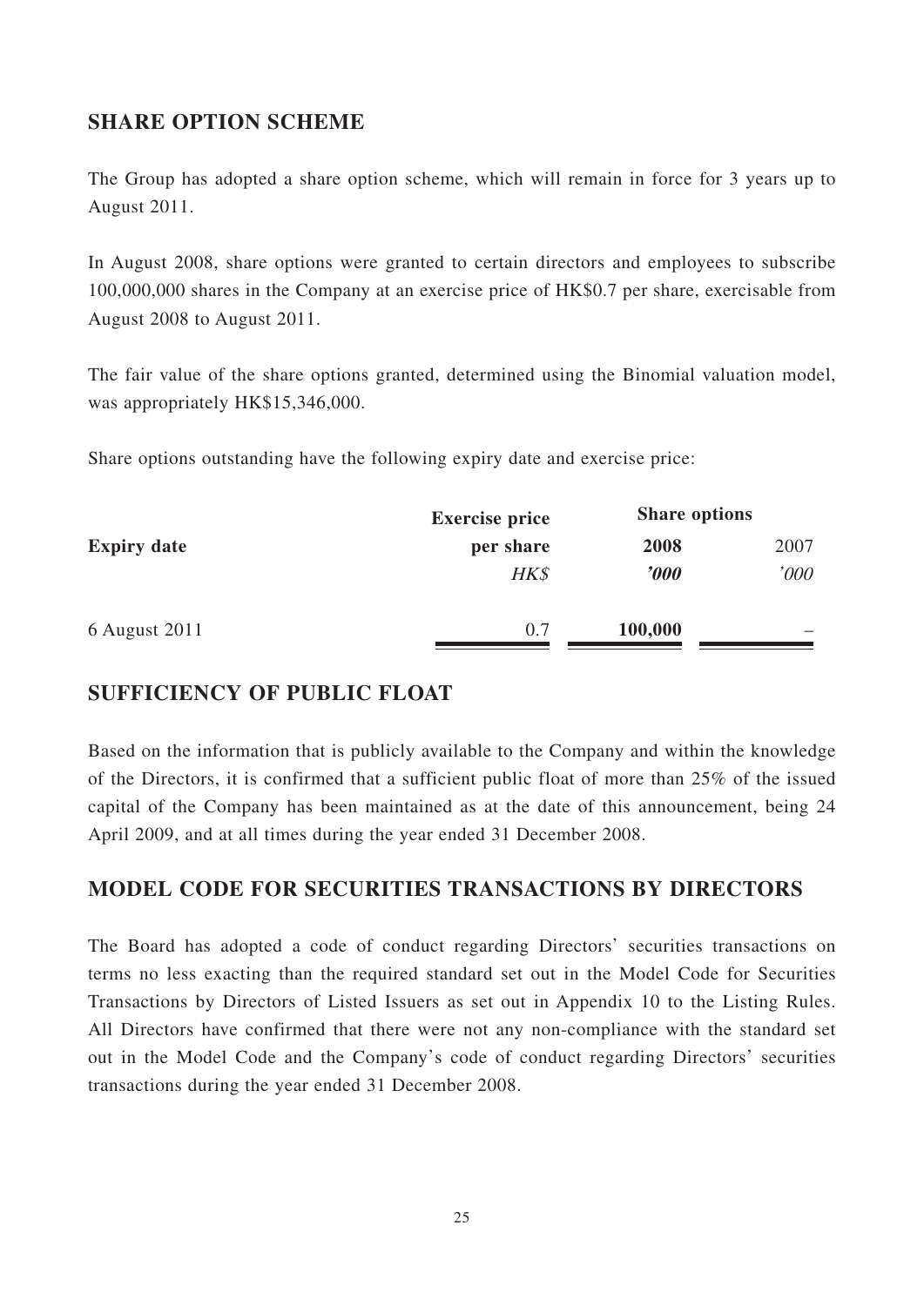## SHARE OPTION SCHEME

The Group has adopted a share option scheme, which will remain in force for 3 years up to August 2011.

In August 2008, share options were granted to certain directors and employees to subscribe 100,000,000 shares in the Company at an exercise price of HK$0.7 per share, exercisable from August 2008 to August 2011.

The fair value of the share options granted, determined using the Binomial valuation model, was appropriately HK$15,346,000.

Share options outstanding have the following expiry date and exercise price:

| Expiry date | Exercise price per share | Share options | |
|---|---|---|---|
| | | **2008** | 2007 |
| | *HK$* | ***'000*** | *'000* |
| 6 August 2011 | 0.7 | **100,000** | – |

## SUFFICIENCY OF PUBLIC FLOAT

Based on the information that is publicly available to the Company and within the knowledge of the Directors, it is confirmed that a sufficient public float of more than 25% of the issued capital of the Company has been maintained as at the date of this announcement, being 24 April 2009, and at all times during the year ended 31 December 2008.

## MODEL CODE FOR SECURITIES TRANSACTIONS BY DIRECTORS

The Board has adopted a code of conduct regarding Directors' securities transactions on terms no less exacting than the required standard set out in the Model Code for Securities Transactions by Directors of Listed Issuers as set out in Appendix 10 to the Listing Rules. All Directors have confirmed that there were not any non-compliance with the standard set out in the Model Code and the Company's code of conduct regarding Directors' securities transactions during the year ended 31 December 2008.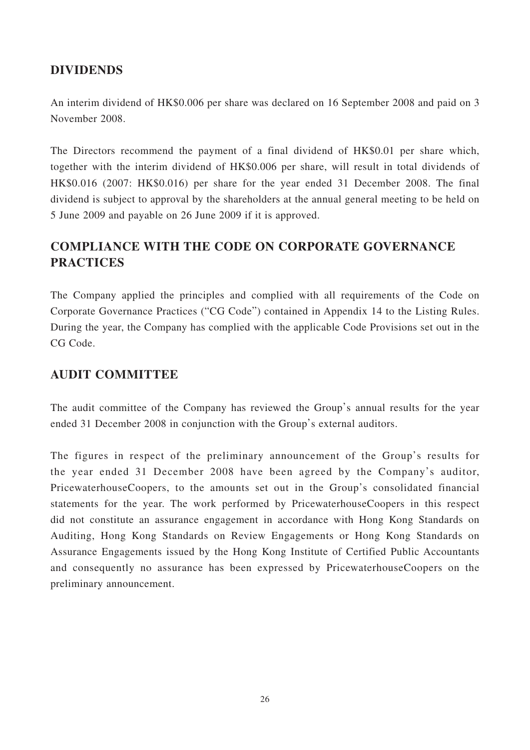## DIVIDENDS

An interim dividend of HK$0.006 per share was declared on 16 September 2008 and paid on 3 November 2008.

The Directors recommend the payment of a final dividend of HK$0.01 per share which, together with the interim dividend of HK$0.006 per share, will result in total dividends of HK$0.016 (2007: HK$0.016) per share for the year ended 31 December 2008. The final dividend is subject to approval by the shareholders at the annual general meeting to be held on 5 June 2009 and payable on 26 June 2009 if it is approved.

## COMPLIANCE WITH THE CODE ON CORPORATE GOVERNANCE PRACTICES

The Company applied the principles and complied with all requirements of the Code on Corporate Governance Practices ("CG Code") contained in Appendix 14 to the Listing Rules. During the year, the Company has complied with the applicable Code Provisions set out in the CG Code.

## AUDIT COMMITTEE

The audit committee of the Company has reviewed the Group's annual results for the year ended 31 December 2008 in conjunction with the Group's external auditors.

The figures in respect of the preliminary announcement of the Group's results for the year ended 31 December 2008 have been agreed by the Company's auditor, PricewaterhouseCoopers, to the amounts set out in the Group's consolidated financial statements for the year. The work performed by PricewaterhouseCoopers in this respect did not constitute an assurance engagement in accordance with Hong Kong Standards on Auditing, Hong Kong Standards on Review Engagements or Hong Kong Standards on Assurance Engagements issued by the Hong Kong Institute of Certified Public Accountants and consequently no assurance has been expressed by PricewaterhouseCoopers on the preliminary announcement.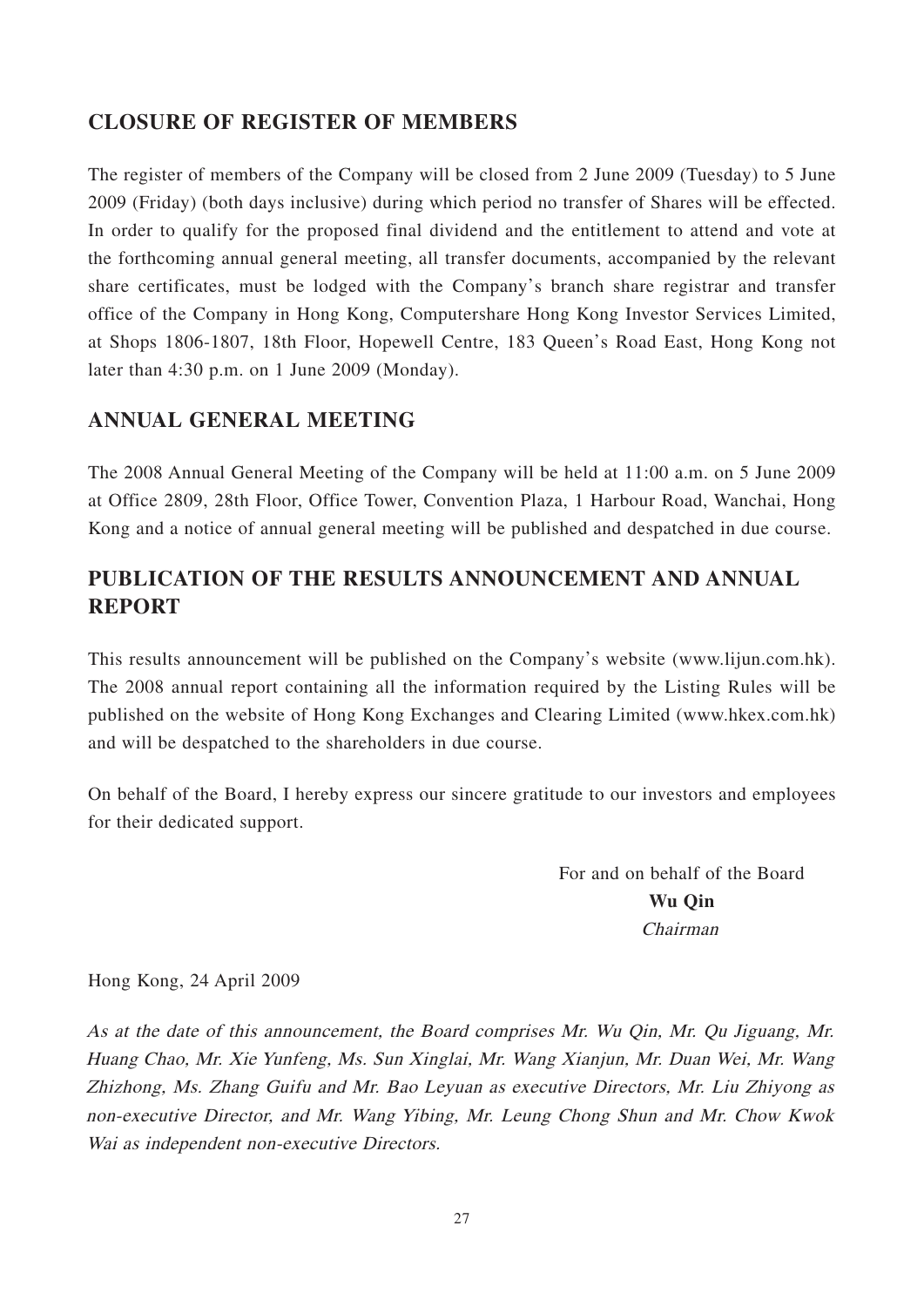## CLOSURE OF REGISTER OF MEMBERS

The register of members of the Company will be closed from 2 June 2009 (Tuesday) to 5 June 2009 (Friday) (both days inclusive) during which period no transfer of Shares will be effected. In order to qualify for the proposed final dividend and the entitlement to attend and vote at the forthcoming annual general meeting, all transfer documents, accompanied by the relevant share certificates, must be lodged with the Company's branch share registrar and transfer office of the Company in Hong Kong, Computershare Hong Kong Investor Services Limited, at Shops 1806-1807, 18th Floor, Hopewell Centre, 183 Queen's Road East, Hong Kong not later than 4:30 p.m. on 1 June 2009 (Monday).

## ANNUAL GENERAL MEETING

The 2008 Annual General Meeting of the Company will be held at 11:00 a.m. on 5 June 2009 at Office 2809, 28th Floor, Office Tower, Convention Plaza, 1 Harbour Road, Wanchai, Hong Kong and a notice of annual general meeting will be published and despatched in due course.

## PUBLICATION OF THE RESULTS ANNOUNCEMENT AND ANNUAL REPORT

This results announcement will be published on the Company's website (www.lijun.com.hk). The 2008 annual report containing all the information required by the Listing Rules will be published on the website of Hong Kong Exchanges and Clearing Limited (www.hkex.com.hk) and will be despatched to the shareholders in due course.

On behalf of the Board, I hereby express our sincere gratitude to our investors and employees for their dedicated support.

For and on behalf of the Board
**Wu Qin**
*Chairman*

Hong Kong, 24 April 2009

*As at the date of this announcement, the Board comprises Mr. Wu Qin, Mr. Qu Jiguang, Mr. Huang Chao, Mr. Xie Yunfeng, Ms. Sun Xinglai, Mr. Wang Xianjun, Mr. Duan Wei, Mr. Wang Zhizhong, Ms. Zhang Guifu and Mr. Bao Leyuan as executive Directors, Mr. Liu Zhiyong as non-executive Director, and Mr. Wang Yibing, Mr. Leung Chong Shun and Mr. Chow Kwok Wai as independent non-executive Directors.*